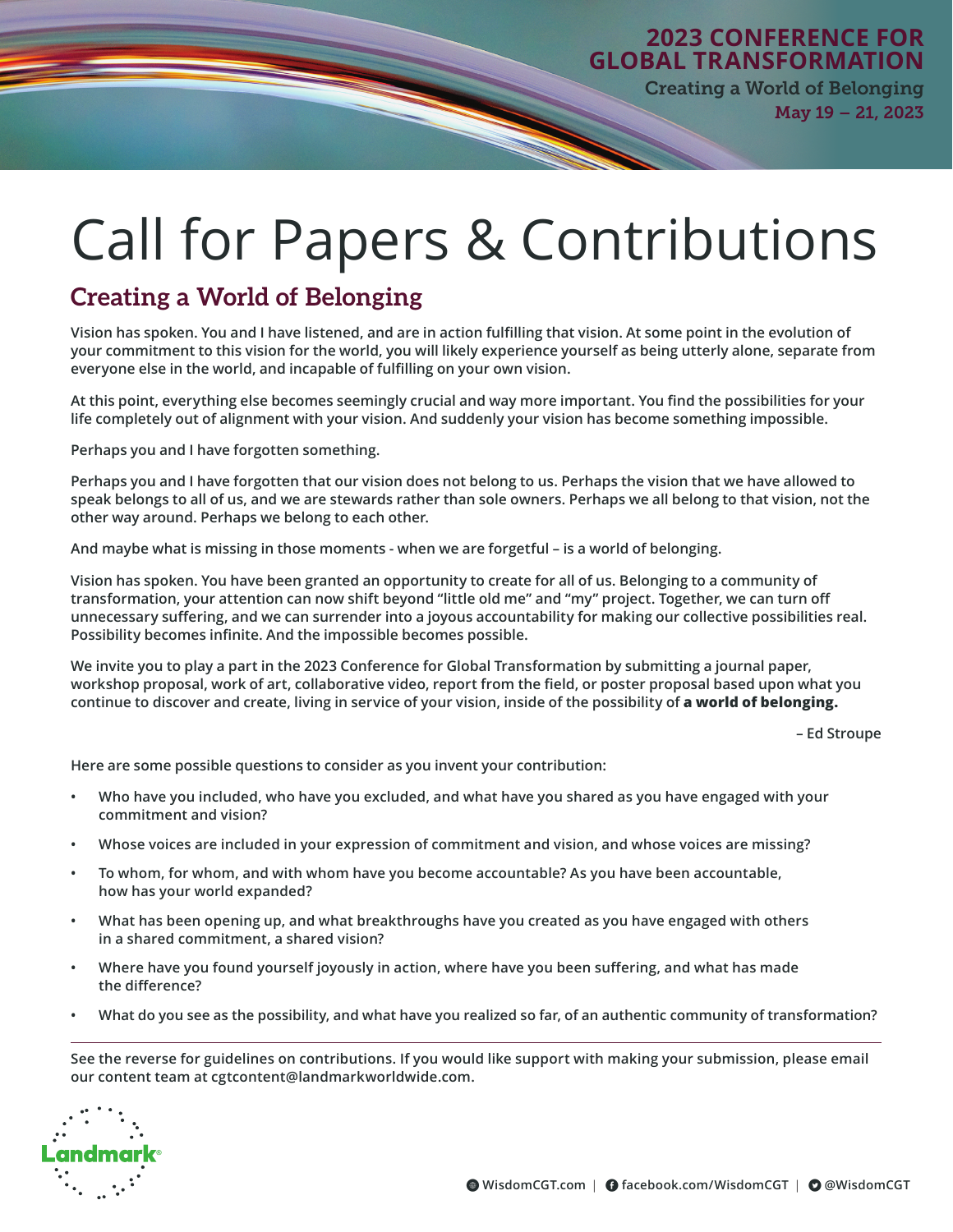**2023 CONFERENCE FOR GLOBAL TRANSFORMATION**

**Creating a World of Belonging**

**May 19 – 21, 2023**

# Call for Papers & Contributions

## Creating a World of Belonging

Vision has spoken. You and I have listened, and are in action fulfilling that vision. At some point in the evolution of your commitment to this vision for the world, you will likely experience yourself as being utterly alone, separate from everyone else in the world, and incapable of fulfilling on your own vision.

At this point, everything else becomes seemingly crucial and way more important. You find the possibilities for your life completely out of alignment with your vision. And suddenly your vision has become something impossible.

Perhaps you and I have forgotten something.

Perhaps you and I have forgotten that our vision does not belong to us. Perhaps the vision that we have allowed to speak belongs to all of us, and we are stewards rather than sole owners. Perhaps we all belong to that vision, not the other way around. Perhaps we belong to each other.

And maybe what is missing in those moments - when we are forgetful – is a world of belonging.

Vision has spoken. You have been granted an opportunity to create for all of us. Belonging to a community of transformation, your attention can now shift beyond "little old me" and "my" project. Together, we can turn off unnecessary suffering, and we can surrender into a joyous accountability for making our collective possibilities real. Possibility becomes infinite. And the impossible becomes possible.

We invite you to play a part in the 2023 Conference for Global Transformation by submitting a journal paper, workshop proposal, work of art, collaborative video, report from the field, or poster proposal based upon what you continue to discover and create, living in service of your vision, inside of the possibility of **a world of belonging.**

– Ed Stroupe

Here are some possible questions to consider as you invent your contribution:

- Who have you included, who have you excluded, and what have you shared as you have engaged with your commitment and vision?
- Whose voices are included in your expression of commitment and vision, and whose voices are missing?
- To whom, for whom, and with whom have you become accountable? As you have been accountable, how has your world expanded?
- What has been opening up, and what breakthroughs have you created as you have engaged with others in a shared commitment, a shared vision?
- Where have you found yourself joyously in action, where have you been suffering, and what has made the difference?
- What do you see as the possibility, and what have you realized so far, of an authentic community of transformation?

---

See the reverse for guidelines on contributions. If you would like support with making your submission, please email our content team at cgtcontent@landmarkworldwide.com.

Landmark®

WisdomCGT.com | facebook.com/WisdomCGT | @WisdomCGT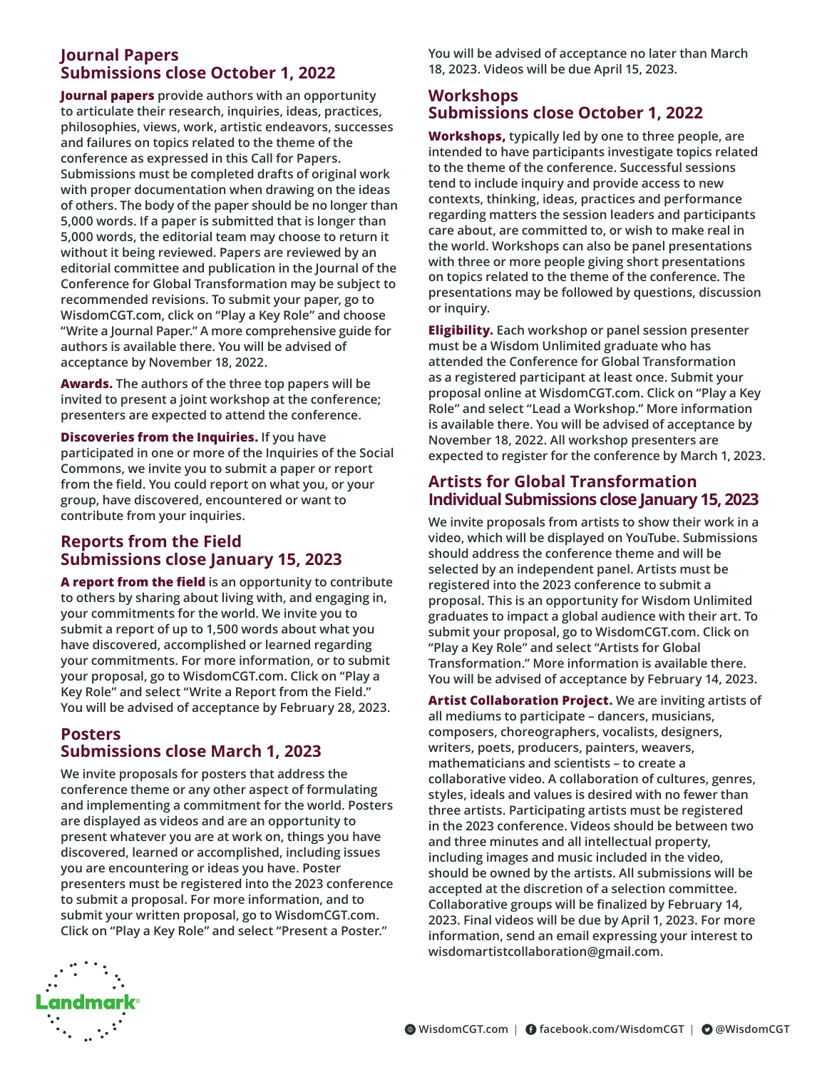## Journal Papers
## Submissions close October 1, 2022

**Journal papers** provide authors with an opportunity to articulate their research, inquiries, ideas, practices, philosophies, views, work, artistic endeavors, successes and failures on topics related to the theme of the conference as expressed in this Call for Papers. Submissions must be completed drafts of original work with proper documentation when drawing on the ideas of others. The body of the paper should be no longer than 5,000 words. If a paper is submitted that is longer than 5,000 words, the editorial team may choose to return it without it being reviewed. Papers are reviewed by an editorial committee and publication in the Journal of the Conference for Global Transformation may be subject to recommended revisions. To submit your paper, go to WisdomCGT.com, click on "Play a Key Role" and choose "Write a Journal Paper." A more comprehensive guide for authors is available there. You will be advised of acceptance by November 18, 2022.

**Awards.** The authors of the three top papers will be invited to present a joint workshop at the conference; presenters are expected to attend the conference.

**Discoveries from the Inquiries.** If you have participated in one or more of the Inquiries of the Social Commons, we invite you to submit a paper or report from the field. You could report on what you, or your group, have discovered, encountered or want to contribute from your inquiries.

## Reports from the Field
## Submissions close January 15, 2023

**A report from the field** is an opportunity to contribute to others by sharing about living with, and engaging in, your commitments for the world. We invite you to submit a report of up to 1,500 words about what you have discovered, accomplished or learned regarding your commitments. For more information, or to submit your proposal, go to WisdomCGT.com. Click on "Play a Key Role" and select "Write a Report from the Field." You will be advised of acceptance by February 28, 2023.

## Posters
## Submissions close March 1, 2023

We invite proposals for posters that address the conference theme or any other aspect of formulating and implementing a commitment for the world. Posters are displayed as videos and are an opportunity to present whatever you are at work on, things you have discovered, learned or accomplished, including issues you are encountering or ideas you have. Poster presenters must be registered into the 2023 conference to submit a proposal. For more information, and to submit your written proposal, go to WisdomCGT.com. Click on "Play a Key Role" and select "Present a Poster." You will be advised of acceptance no later than March 18, 2023. Videos will be due April 15, 2023.

## Workshops
## Submissions close October 1, 2022

**Workshops,** typically led by one to three people, are intended to have participants investigate topics related to the theme of the conference. Successful sessions tend to include inquiry and provide access to new contexts, thinking, ideas, practices and performance regarding matters the session leaders and participants care about, are committed to, or wish to make real in the world. Workshops can also be panel presentations with three or more people giving short presentations on topics related to the theme of the conference. The presentations may be followed by questions, discussion or inquiry.

**Eligibility.** Each workshop or panel session presenter must be a Wisdom Unlimited graduate who has attended the Conference for Global Transformation as a registered participant at least once. Submit your proposal online at WisdomCGT.com. Click on "Play a Key Role" and select "Lead a Workshop." More information is available there. You will be advised of acceptance by November 18, 2022. All workshop presenters are expected to register for the conference by March 1, 2023.

## Artists for Global Transformation
## Individual Submissions close January 15, 2023

We invite proposals from artists to show their work in a video, which will be displayed on YouTube. Submissions should address the conference theme and will be selected by an independent panel. Artists must be registered into the 2023 conference to submit a proposal. This is an opportunity for Wisdom Unlimited graduates to impact a global audience with their art. To submit your proposal, go to WisdomCGT.com. Click on "Play a Key Role" and select "Artists for Global Transformation." More information is available there. You will be advised of acceptance by February 14, 2023.

**Artist Collaboration Project.** We are inviting artists of all mediums to participate – dancers, musicians, composers, choreographers, vocalists, designers, writers, poets, producers, painters, weavers, mathematicians and scientists – to create a collaborative video. A collaboration of cultures, genres, styles, ideals and values is desired with no fewer than three artists. Participating artists must be registered in the 2023 conference. Videos should be between two and three minutes and all intellectual property, including images and music included in the video, should be owned by the artists. All submissions will be accepted at the discretion of a selection committee. Collaborative groups will be finalized by February 14, 2023. Final videos will be due by April 1, 2023. For more information, send an email expressing your interest to wisdomartistcollaboration@gmail.com.

Landmark

WisdomCGT.com | facebook.com/WisdomCGT | @WisdomCGT